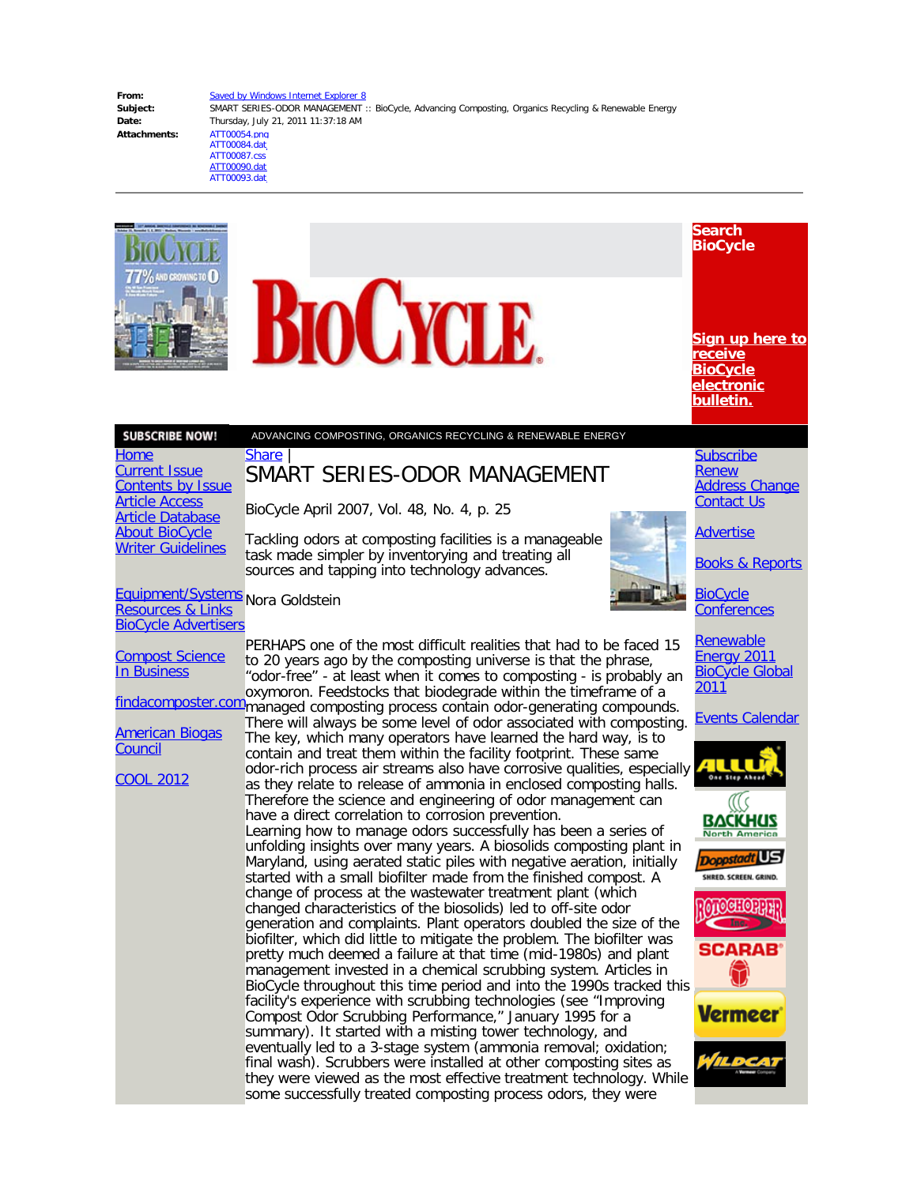| | |
|---|---|
| **From:** | Saved by Windows Internet Explorer 8 |
| **Subject:** | SMART SERIES-ODOR MANAGEMENT :: BioCycle, Advancing Composting, Organics Recycling & Renewable Energy |
| **Date:** | Thursday, July 21, 2011 11:37:18 AM |
| **Attachments:** | ATT00054.png<br>ATT00084.dat<br>ATT00087.css<br>ATT00090.dat<br>ATT00093.dat |

---

BIOCYCLE

Search BioCycle

Sign up here to receive BioCycle electronic bulletin.

SUBSCRIBE NOW! ADVANCING COMPOSTING, ORGANICS RECYCLING & RENEWABLE ENERGY

Home
Current Issue
Contents by Issue
Article Access
Article Database
About BioCycle
Writer Guidelines

Equipment/Systems
Resources & Links
BioCycle Advertisers

Compost Science In Business

findacomposter.com

American Biogas Council

COOL 2012

Subscribe
Renew
Address Change
Contact Us

Advertise

Books & Reports

BioCycle Conferences

Renewable Energy 2011
BioCycle Global 2011

Events Calendar

Share |

# SMART SERIES-ODOR MANAGEMENT

BioCycle April 2007, Vol. 48, No. 4, p. 25

Tackling odors at composting facilities is a manageable task made simpler by inventorying and treating all sources and tapping into technology advances.

Nora Goldstein

PERHAPS one of the most difficult realities that had to be faced 15 to 20 years ago by the composting universe is that the phrase, "odor-free" - at least when it comes to composting - is probably an oxymoron. Feedstocks that biodegrade within the timeframe of a managed composting process contain odor-generating compounds. There will always be some level of odor associated with composting. The key, which many operators have learned the hard way, is to contain and treat them within the facility footprint. These same odor-rich process air streams also have corrosive qualities, especially as they relate to release of ammonia in enclosed composting halls. Therefore the science and engineering of odor management can have a direct correlation to corrosion prevention.

Learning how to manage odors successfully has been a series of unfolding insights over many years. A biosolids composting plant in Maryland, using aerated static piles with negative aeration, initially started with a small biofilter made from the finished compost. A change of process at the wastewater treatment plant (which changed characteristics of the biosolids) led to off-site odor generation and complaints. Plant operators doubled the size of the biofilter, which did little to mitigate the problem. The biofilter was pretty much deemed a failure at that time (mid-1980s) and plant management invested in a chemical scrubbing system. Articles in BioCycle throughout this time period and into the 1990s tracked this facility's experience with scrubbing technologies (see "Improving Compost Odor Scrubbing Performance," January 1995 for a summary). It started with a misting tower technology, and eventually led to a 3-stage system (ammonia removal; oxidation; final wash). Scrubbers were installed at other composting sites as they were viewed as the most effective treatment technology. While some successfully treated composting process odors, they were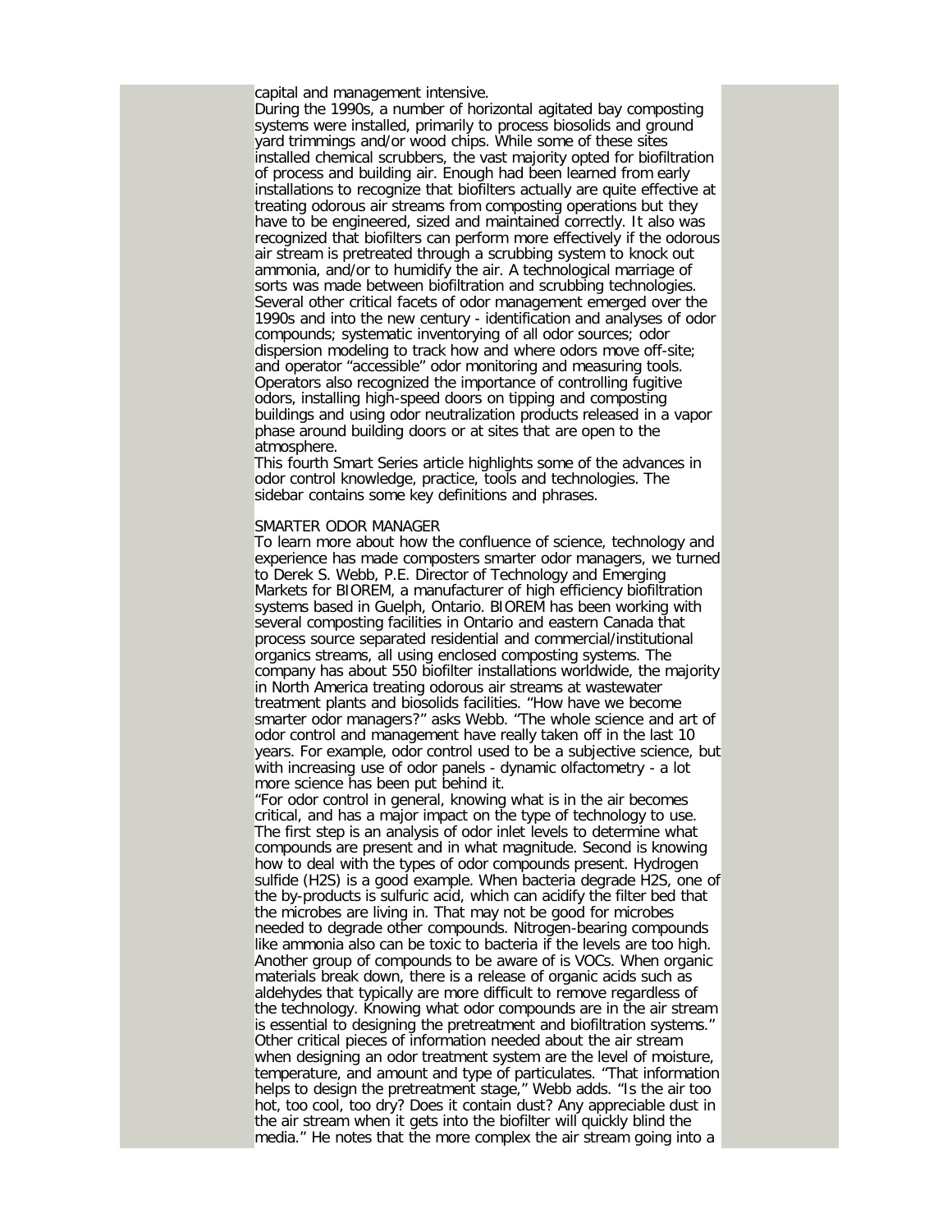capital and management intensive.

During the 1990s, a number of horizontal agitated bay composting systems were installed, primarily to process biosolids and ground yard trimmings and/or wood chips. While some of these sites installed chemical scrubbers, the vast majority opted for biofiltration of process and building air. Enough had been learned from early installations to recognize that biofilters actually are quite effective at treating odorous air streams from composting operations but they have to be engineered, sized and maintained correctly. It also was recognized that biofilters can perform more effectively if the odorous air stream is pretreated through a scrubbing system to knock out ammonia, and/or to humidify the air. A technological marriage of sorts was made between biofiltration and scrubbing technologies.

Several other critical facets of odor management emerged over the 1990s and into the new century - identification and analyses of odor compounds; systematic inventorying of all odor sources; odor dispersion modeling to track how and where odors move off-site; and operator "accessible" odor monitoring and measuring tools. Operators also recognized the importance of controlling fugitive odors, installing high-speed doors on tipping and composting buildings and using odor neutralization products released in a vapor phase around building doors or at sites that are open to the atmosphere.

This fourth Smart Series article highlights some of the advances in odor control knowledge, practice, tools and technologies. The sidebar contains some key definitions and phrases.

## SMARTER ODOR MANAGER

To learn more about how the confluence of science, technology and experience has made composters smarter odor managers, we turned to Derek S. Webb, P.E. Director of Technology and Emerging Markets for BIOREM, a manufacturer of high efficiency biofiltration systems based in Guelph, Ontario. BIOREM has been working with several composting facilities in Ontario and eastern Canada that process source separated residential and commercial/institutional organics streams, all using enclosed composting systems. The company has about 550 biofilter installations worldwide, the majority in North America treating odorous air streams at wastewater treatment plants and biosolids facilities. "How have we become smarter odor managers?" asks Webb. "The whole science and art of odor control and management have really taken off in the last 10 years. For example, odor control used to be a subjective science, but with increasing use of odor panels - dynamic olfactometry - a lot more science has been put behind it.

"For odor control in general, knowing what is in the air becomes critical, and has a major impact on the type of technology to use. The first step is an analysis of odor inlet levels to determine what compounds are present and in what magnitude. Second is knowing how to deal with the types of odor compounds present. Hydrogen sulfide ($H_2S$) is a good example. When bacteria degrade $H_2S$, one of the by-products is sulfuric acid, which can acidify the filter bed that the microbes are living in. That may not be good for microbes needed to degrade other compounds. Nitrogen-bearing compounds like ammonia also can be toxic to bacteria if the levels are too high. Another group of compounds to be aware of is VOCs. When organic materials break down, there is a release of organic acids such as aldehydes that typically are more difficult to remove regardless of the technology. Knowing what odor compounds are in the air stream is essential to designing the pretreatment and biofiltration systems."

Other critical pieces of information needed about the air stream when designing an odor treatment system are the level of moisture, temperature, and amount and type of particulates. "That information helps to design the pretreatment stage," Webb adds. "Is the air too hot, too cool, too dry? Does it contain dust? Any appreciable dust in the air stream when it gets into the biofilter will quickly blind the media." He notes that the more complex the air stream going into a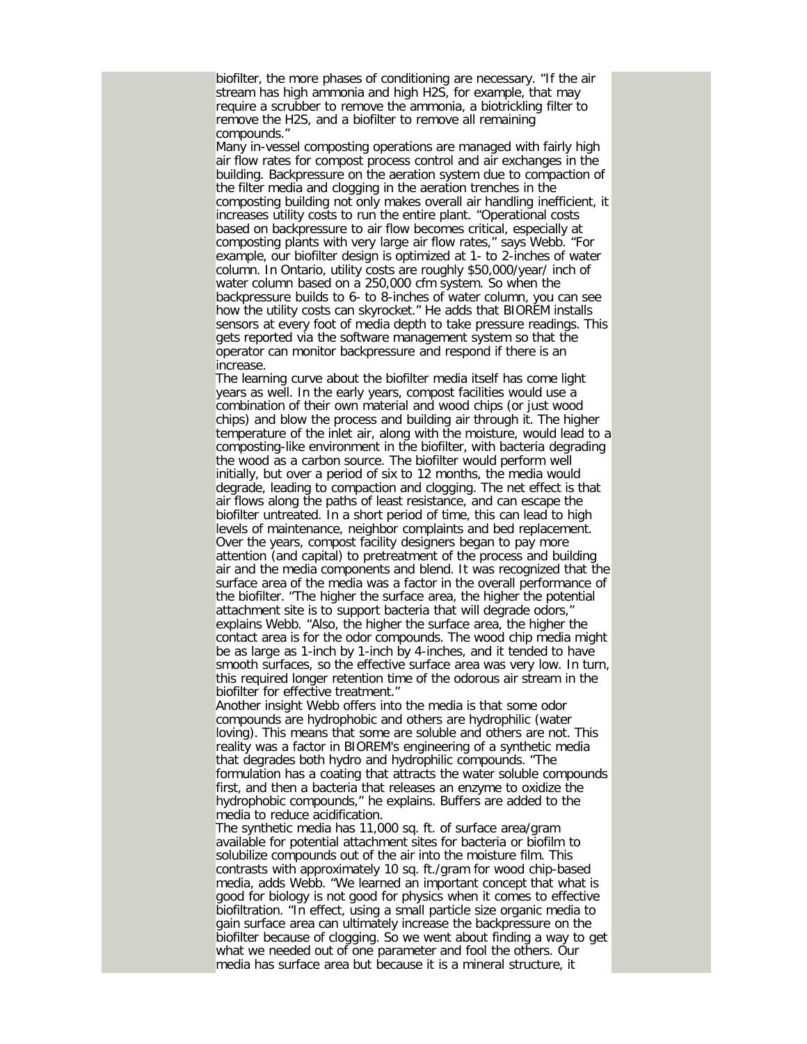biofilter, the more phases of conditioning are necessary. "If the air stream has high ammonia and high H2S, for example, that may require a scrubber to remove the ammonia, a biotrickling filter to remove the H2S, and a biofilter to remove all remaining compounds."

Many in-vessel composting operations are managed with fairly high air flow rates for compost process control and air exchanges in the building. Backpressure on the aeration system due to compaction of the filter media and clogging in the aeration trenches in the composting building not only makes overall air handling inefficient, it increases utility costs to run the entire plant. "Operational costs based on backpressure to air flow becomes critical, especially at composting plants with very large air flow rates," says Webb. "For example, our biofilter design is optimized at 1- to 2-inches of water column. In Ontario, utility costs are roughly $50,000/year/ inch of water column based on a 250,000 cfm system. So when the backpressure builds to 6- to 8-inches of water column, you can see how the utility costs can skyrocket." He adds that BIOREM installs sensors at every foot of media depth to take pressure readings. This gets reported via the software management system so that the operator can monitor backpressure and respond if there is an increase.

The learning curve about the biofilter media itself has come light years as well. In the early years, compost facilities would use a combination of their own material and wood chips (or just wood chips) and blow the process and building air through it. The higher temperature of the inlet air, along with the moisture, would lead to a composting-like environment in the biofilter, with bacteria degrading the wood as a carbon source. The biofilter would perform well initially, but over a period of six to 12 months, the media would degrade, leading to compaction and clogging. The net effect is that air flows along the paths of least resistance, and can escape the biofilter untreated. In a short period of time, this can lead to high levels of maintenance, neighbor complaints and bed replacement.

Over the years, compost facility designers began to pay more attention (and capital) to pretreatment of the process and building air and the media components and blend. It was recognized that the surface area of the media was a factor in the overall performance of the biofilter. "The higher the surface area, the higher the potential attachment site is to support bacteria that will degrade odors," explains Webb. "Also, the higher the surface area, the higher the contact area is for the odor compounds. The wood chip media might be as large as 1-inch by 1-inch by 4-inches, and it tended to have smooth surfaces, so the effective surface area was very low. In turn, this required longer retention time of the odorous air stream in the biofilter for effective treatment."

Another insight Webb offers into the media is that some odor compounds are hydrophobic and others are hydrophilic (water loving). This means that some are soluble and others are not. This reality was a factor in BIOREM's engineering of a synthetic media that degrades both hydro and hydrophilic compounds. "The formulation has a coating that attracts the water soluble compounds first, and then a bacteria that releases an enzyme to oxidize the hydrophobic compounds," he explains. Buffers are added to the media to reduce acidification.

The synthetic media has 11,000 sq. ft. of surface area/gram available for potential attachment sites for bacteria or biofilm to solubilize compounds out of the air into the moisture film. This contrasts with approximately 10 sq. ft./gram for wood chip-based media, adds Webb. "We learned an important concept that what is good for biology is not good for physics when it comes to effective biofiltration. "In effect, using a small particle size organic media to gain surface area can ultimately increase the backpressure on the biofilter because of clogging. So we went about finding a way to get what we needed out of one parameter and fool the others. Our media has surface area but because it is a mineral structure, it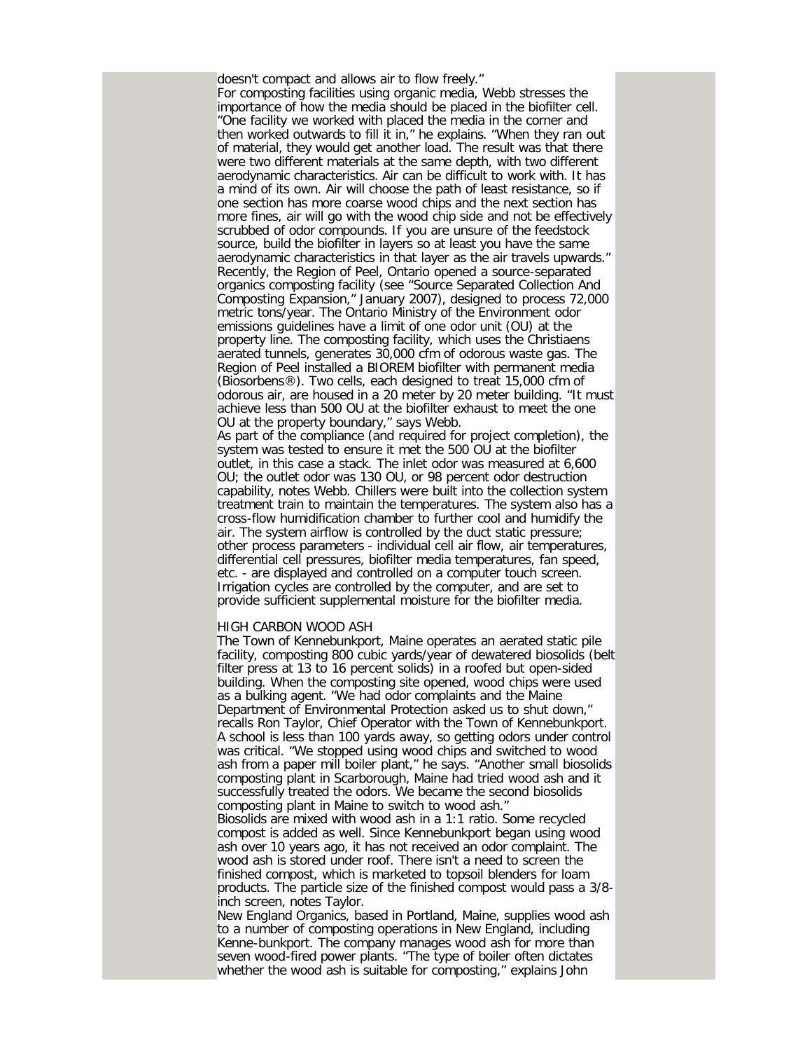doesn't compact and allows air to flow freely."

For composting facilities using organic media, Webb stresses the importance of how the media should be placed in the biofilter cell. "One facility we worked with placed the media in the corner and then worked outwards to fill it in," he explains. "When they ran out of material, they would get another load. The result was that there were two different materials at the same depth, with two different aerodynamic characteristics. Air can be difficult to work with. It has a mind of its own. Air will choose the path of least resistance, so if one section has more coarse wood chips and the next section has more fines, air will go with the wood chip side and not be effectively scrubbed of odor compounds. If you are unsure of the feedstock source, build the biofilter in layers so at least you have the same aerodynamic characteristics in that layer as the air travels upwards."

Recently, the Region of Peel, Ontario opened a source-separated organics composting facility (see "Source Separated Collection And Composting Expansion," January 2007), designed to process 72,000 metric tons/year. The Ontario Ministry of the Environment odor emissions guidelines have a limit of one odor unit (OU) at the property line. The composting facility, which uses the Christiaens aerated tunnels, generates 30,000 cfm of odorous waste gas. The Region of Peel installed a BIOREM biofilter with permanent media (Biosorbens®). Two cells, each designed to treat 15,000 cfm of odorous air, are housed in a 20 meter by 20 meter building. "It must achieve less than 500 OU at the biofilter exhaust to meet the one OU at the property boundary," says Webb.

As part of the compliance (and required for project completion), the system was tested to ensure it met the 500 OU at the biofilter outlet, in this case a stack. The inlet odor was measured at 6,600 OU; the outlet odor was 130 OU, or 98 percent odor destruction capability, notes Webb. Chillers were built into the collection system treatment train to maintain the temperatures. The system also has a cross-flow humidification chamber to further cool and humidify the air. The system airflow is controlled by the duct static pressure; other process parameters - individual cell air flow, air temperatures, differential cell pressures, biofilter media temperatures, fan speed, etc. - are displayed and controlled on a computer touch screen. Irrigation cycles are controlled by the computer, and are set to provide sufficient supplemental moisture for the biofilter media.

## HIGH CARBON WOOD ASH

The Town of Kennebunkport, Maine operates an aerated static pile facility, composting 800 cubic yards/year of dewatered biosolids (belt filter press at 13 to 16 percent solids) in a roofed but open-sided building. When the composting site opened, wood chips were used as a bulking agent. "We had odor complaints and the Maine Department of Environmental Protection asked us to shut down," recalls Ron Taylor, Chief Operator with the Town of Kennebunkport. A school is less than 100 yards away, so getting odors under control was critical. "We stopped using wood chips and switched to wood ash from a paper mill boiler plant," he says. "Another small biosolids composting plant in Scarborough, Maine had tried wood ash and it successfully treated the odors. We became the second biosolids composting plant in Maine to switch to wood ash."

Biosolids are mixed with wood ash in a 1:1 ratio. Some recycled compost is added as well. Since Kennebunkport began using wood ash over 10 years ago, it has not received an odor complaint. The wood ash is stored under roof. There isn't a need to screen the finished compost, which is marketed to topsoil blenders for loam products. The particle size of the finished compost would pass a 3/8-inch screen, notes Taylor.

New England Organics, based in Portland, Maine, supplies wood ash to a number of composting operations in New England, including Kenne-bunkport. The company manages wood ash for more than seven wood-fired power plants. "The type of boiler often dictates whether the wood ash is suitable for composting," explains John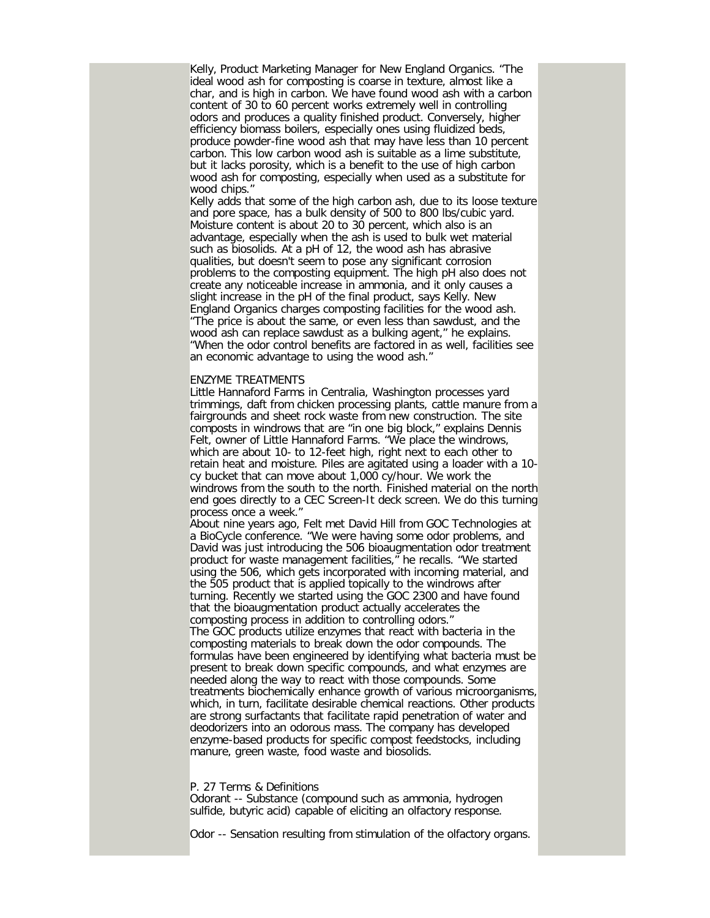Kelly, Product Marketing Manager for New England Organics. "The ideal wood ash for composting is coarse in texture, almost like a char, and is high in carbon. We have found wood ash with a carbon content of 30 to 60 percent works extremely well in controlling odors and produces a quality finished product. Conversely, higher efficiency biomass boilers, especially ones using fluidized beds, produce powder-fine wood ash that may have less than 10 percent carbon. This low carbon wood ash is suitable as a lime substitute, but it lacks porosity, which is a benefit to the use of high carbon wood ash for composting, especially when used as a substitute for wood chips."

Kelly adds that some of the high carbon ash, due to its loose texture and pore space, has a bulk density of 500 to 800 lbs/cubic yard. Moisture content is about 20 to 30 percent, which also is an advantage, especially when the ash is used to bulk wet material such as biosolids. At a pH of 12, the wood ash has abrasive qualities, but doesn't seem to pose any significant corrosion problems to the composting equipment. The high pH also does not create any noticeable increase in ammonia, and it only causes a slight increase in the pH of the final product, says Kelly. New England Organics charges composting facilities for the wood ash. "The price is about the same, or even less than sawdust, and the wood ash can replace sawdust as a bulking agent," he explains. "When the odor control benefits are factored in as well, facilities see an economic advantage to using the wood ash."

## ENZYME TREATMENTS

Little Hannaford Farms in Centralia, Washington processes yard trimmings, daft from chicken processing plants, cattle manure from a fairgrounds and sheet rock waste from new construction. The site composts in windrows that are "in one big block," explains Dennis Felt, owner of Little Hannaford Farms. "We place the windrows, which are about 10- to 12-feet high, right next to each other to retain heat and moisture. Piles are agitated using a loader with a 10-cy bucket that can move about 1,000 cy/hour. We work the windrows from the south to the north. Finished material on the north end goes directly to a CEC Screen-It deck screen. We do this turning process once a week."

About nine years ago, Felt met David Hill from GOC Technologies at a BioCycle conference. "We were having some odor problems, and David was just introducing the 506 bioaugmentation odor treatment product for waste management facilities," he recalls. "We started using the 506, which gets incorporated with incoming material, and the 505 product that is applied topically to the windrows after turning. Recently we started using the GOC 2300 and have found that the bioaugmentation product actually accelerates the composting process in addition to controlling odors."

The GOC products utilize enzymes that react with bacteria in the composting materials to break down the odor compounds. The formulas have been engineered by identifying what bacteria must be present to break down specific compounds, and what enzymes are needed along the way to react with those compounds. Some treatments biochemically enhance growth of various microorganisms, which, in turn, facilitate desirable chemical reactions. Other products are strong surfactants that facilitate rapid penetration of water and deodorizers into an odorous mass. The company has developed enzyme-based products for specific compost feedstocks, including manure, green waste, food waste and biosolids.

P. 27 Terms & Definitions

Odorant -- Substance (compound such as ammonia, hydrogen sulfide, butyric acid) capable of eliciting an olfactory response.

Odor -- Sensation resulting from stimulation of the olfactory organs.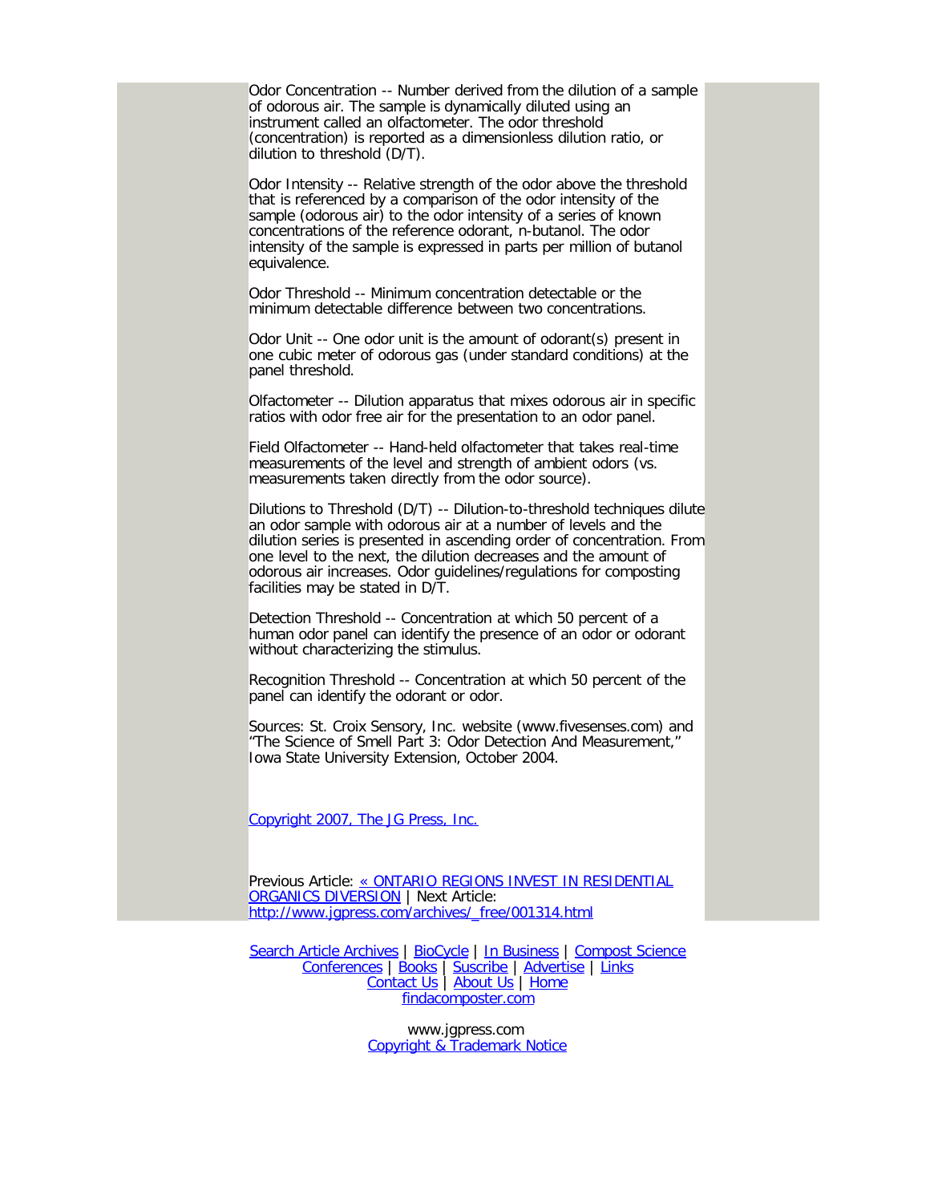Odor Concentration -- Number derived from the dilution of a sample of odorous air. The sample is dynamically diluted using an instrument called an olfactometer. The odor threshold (concentration) is reported as a dimensionless dilution ratio, or dilution to threshold (D/T).

Odor Intensity -- Relative strength of the odor above the threshold that is referenced by a comparison of the odor intensity of the sample (odorous air) to the odor intensity of a series of known concentrations of the reference odorant, n-butanol. The odor intensity of the sample is expressed in parts per million of butanol equivalence.

Odor Threshold -- Minimum concentration detectable or the minimum detectable difference between two concentrations.

Odor Unit -- One odor unit is the amount of odorant(s) present in one cubic meter of odorous gas (under standard conditions) at the panel threshold.

Olfactometer -- Dilution apparatus that mixes odorous air in specific ratios with odor free air for the presentation to an odor panel.

Field Olfactometer -- Hand-held olfactometer that takes real-time measurements of the level and strength of ambient odors (vs. measurements taken directly from the odor source).

Dilutions to Threshold (D/T) -- Dilution-to-threshold techniques dilute an odor sample with odorous air at a number of levels and the dilution series is presented in ascending order of concentration. From one level to the next, the dilution decreases and the amount of odorous air increases. Odor guidelines/regulations for composting facilities may be stated in D/T.

Detection Threshold -- Concentration at which 50 percent of a human odor panel can identify the presence of an odor or odorant without characterizing the stimulus.

Recognition Threshold -- Concentration at which 50 percent of the panel can identify the odorant or odor.

Sources: St. Croix Sensory, Inc. website (www.fivesenses.com) and "The Science of Smell Part 3: Odor Detection And Measurement," Iowa State University Extension, October 2004.

Copyright 2007, The JG Press, Inc.

Previous Article: « ONTARIO REGIONS INVEST IN RESIDENTIAL ORGANICS DIVERSION | Next Article: http://www.jgpress.com/archives/_free/001314.html

Search Article Archives | BioCycle | In Business | Compost Science
Conferences | Books | Suscribe | Advertise | Links
Contact Us | About Us | Home
findacomposter.com

www.jgpress.com
Copyright & Trademark Notice